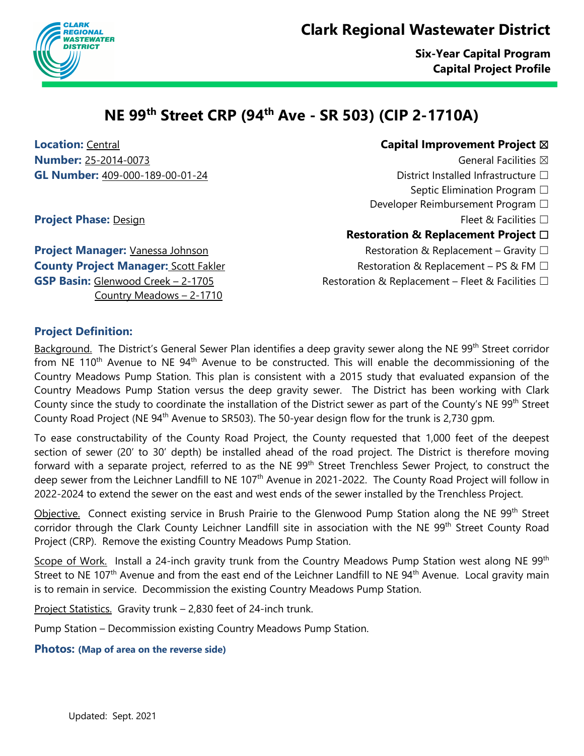# Clark Regional Wastewater District

**Six-Year Capital Program**
**Capital Project Profile**

## NE 99th Street CRP (94th Ave - SR 503) (CIP 2-1710A)

**Location:** Central
**Number:** 25-2014-0073
**GL Number:** 409-000-189-00-01-24

**Project Phase:** Design

**Project Manager:** Vanessa Johnson
**County Project Manager:** Scott Fakler
**GSP Basin:** Glenwood Creek – 2-1705
Country Meadows – 2-1710

**Capital Improvement Project** ☒
General Facilities ☒
District Installed Infrastructure ☐
Septic Elimination Program ☐
Developer Reimbursement Program ☐
Fleet & Facilities ☐

**Restoration & Replacement Project** ☐
Restoration & Replacement – Gravity ☐
Restoration & Replacement – PS & FM ☐
Restoration & Replacement – Fleet & Facilities ☐

### Project Definition:

Background. The District's General Sewer Plan identifies a deep gravity sewer along the NE 99th Street corridor from NE 110th Avenue to NE 94th Avenue to be constructed. This will enable the decommissioning of the Country Meadows Pump Station. This plan is consistent with a 2015 study that evaluated expansion of the Country Meadows Pump Station versus the deep gravity sewer. The District has been working with Clark County since the study to coordinate the installation of the District sewer as part of the County's NE 99th Street County Road Project (NE 94th Avenue to SR503). The 50-year design flow for the trunk is 2,730 gpm.

To ease constructability of the County Road Project, the County requested that 1,000 feet of the deepest section of sewer (20' to 30' depth) be installed ahead of the road project. The District is therefore moving forward with a separate project, referred to as the NE 99th Street Trenchless Sewer Project, to construct the deep sewer from the Leichner Landfill to NE 107th Avenue in 2021-2022. The County Road Project will follow in 2022-2024 to extend the sewer on the east and west ends of the sewer installed by the Trenchless Project.

Objective. Connect existing service in Brush Prairie to the Glenwood Pump Station along the NE 99th Street corridor through the Clark County Leichner Landfill site in association with the NE 99th Street County Road Project (CRP). Remove the existing Country Meadows Pump Station.

Scope of Work. Install a 24-inch gravity trunk from the Country Meadows Pump Station west along NE 99th Street to NE 107th Avenue and from the east end of the Leichner Landfill to NE 94th Avenue. Local gravity main is to remain in service. Decommission the existing Country Meadows Pump Station.

Project Statistics. Gravity trunk – 2,830 feet of 24-inch trunk.

Pump Station – Decommission existing Country Meadows Pump Station.

**Photos: (Map of area on the reverse side)**

Updated: Sept. 2021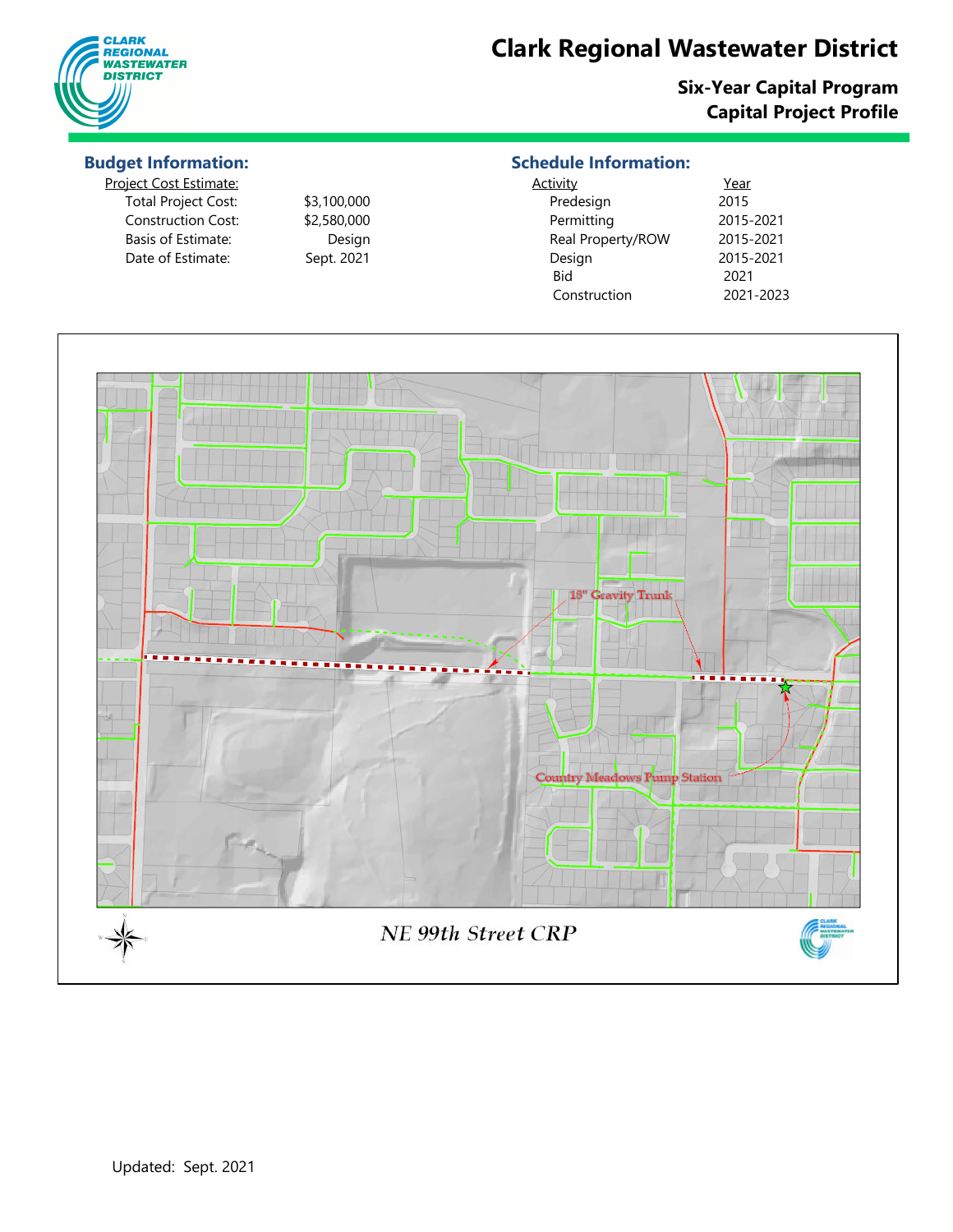# Clark Regional Wastewater District

## Six-Year Capital Program
## Capital Project Profile

### Budget Information:

Project Cost Estimate:

| | |
|---|---|
| Total Project Cost: | $3,100,000 |
| Construction Cost: | $2,580,000 |
| Basis of Estimate: | Design |
| Date of Estimate: | Sept. 2021 |

### Schedule Information:

| Activity | Year |
|---|---|
| Predesign | 2015 |
| Permitting | 2015-2021 |
| Real Property/ROW | 2015-2021 |
| Design | 2015-2021 |
| Bid | 2021 |
| Construction | 2021-2023 |

18" Gravity Trunk

Country Meadows Pump Station

*NE 99th Street CRP*

Updated: Sept. 2021